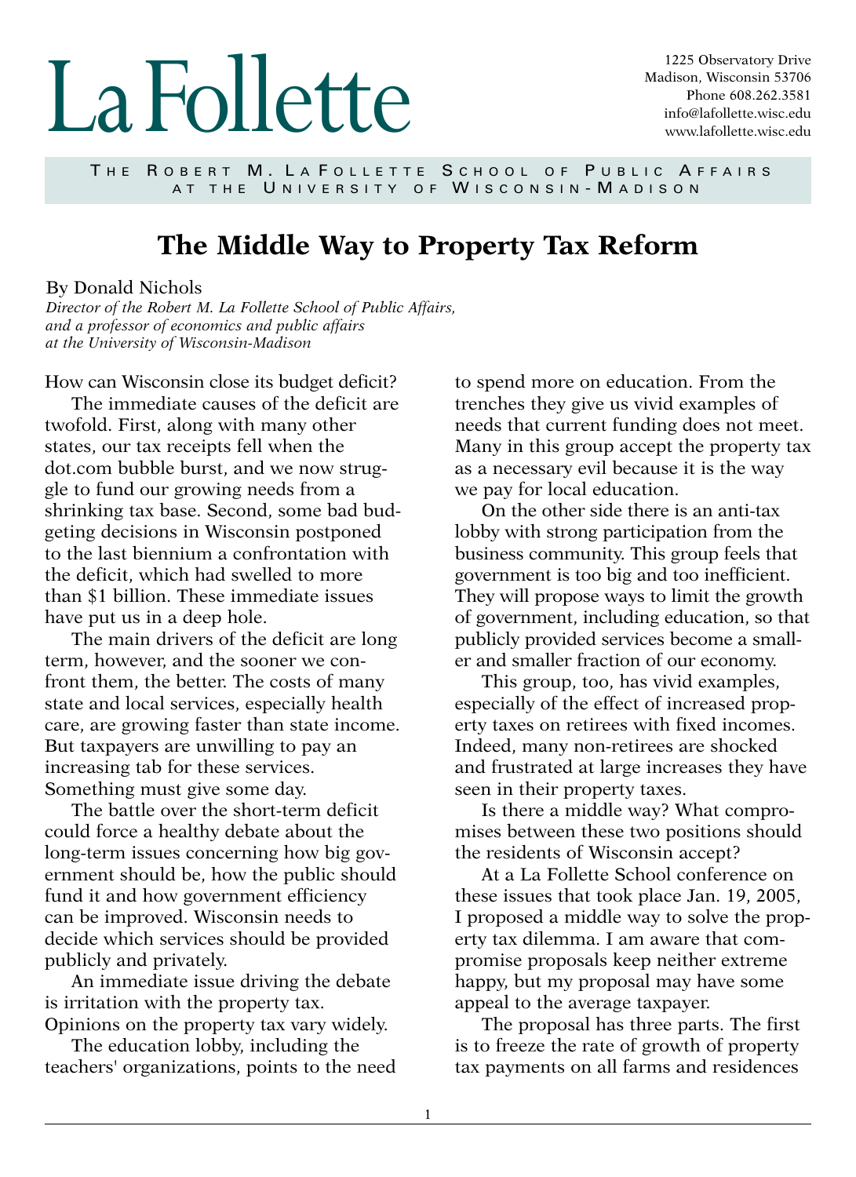# La Follette

1225 Observatory Drive
Madison, Wisconsin 53706
Phone 608.262.3581
info@lafollette.wisc.edu
www.lafollette.wisc.edu

THE ROBERT M. LA FOLLETTE SCHOOL OF PUBLIC AFFAIRS
AT THE UNIVERSITY OF WISCONSIN-MADISON

## The Middle Way to Property Tax Reform

By Donald Nichols
*Director of the Robert M. La Follette School of Public Affairs, and a professor of economics and public affairs at the University of Wisconsin-Madison*

How can Wisconsin close its budget deficit?

The immediate causes of the deficit are twofold. First, along with many other states, our tax receipts fell when the dot.com bubble burst, and we now struggle to fund our growing needs from a shrinking tax base. Second, some bad budgeting decisions in Wisconsin postponed to the last biennium a confrontation with the deficit, which had swelled to more than $1 billion. These immediate issues have put us in a deep hole.

The main drivers of the deficit are long term, however, and the sooner we confront them, the better. The costs of many state and local services, especially health care, are growing faster than state income. But taxpayers are unwilling to pay an increasing tab for these services. Something must give some day.

The battle over the short-term deficit could force a healthy debate about the long-term issues concerning how big government should be, how the public should fund it and how government efficiency can be improved. Wisconsin needs to decide which services should be provided publicly and privately.

An immediate issue driving the debate is irritation with the property tax. Opinions on the property tax vary widely.

The education lobby, including the teachers' organizations, points to the need to spend more on education. From the trenches they give us vivid examples of needs that current funding does not meet. Many in this group accept the property tax as a necessary evil because it is the way we pay for local education.

On the other side there is an anti-tax lobby with strong participation from the business community. This group feels that government is too big and too inefficient. They will propose ways to limit the growth of government, including education, so that publicly provided services become a smaller and smaller fraction of our economy.

This group, too, has vivid examples, especially of the effect of increased property taxes on retirees with fixed incomes. Indeed, many non-retirees are shocked and frustrated at large increases they have seen in their property taxes.

Is there a middle way? What compromises between these two positions should the residents of Wisconsin accept?

At a La Follette School conference on these issues that took place Jan. 19, 2005, I proposed a middle way to solve the property tax dilemma. I am aware that compromise proposals keep neither extreme happy, but my proposal may have some appeal to the average taxpayer.

The proposal has three parts. The first is to freeze the rate of growth of property tax payments on all farms and residences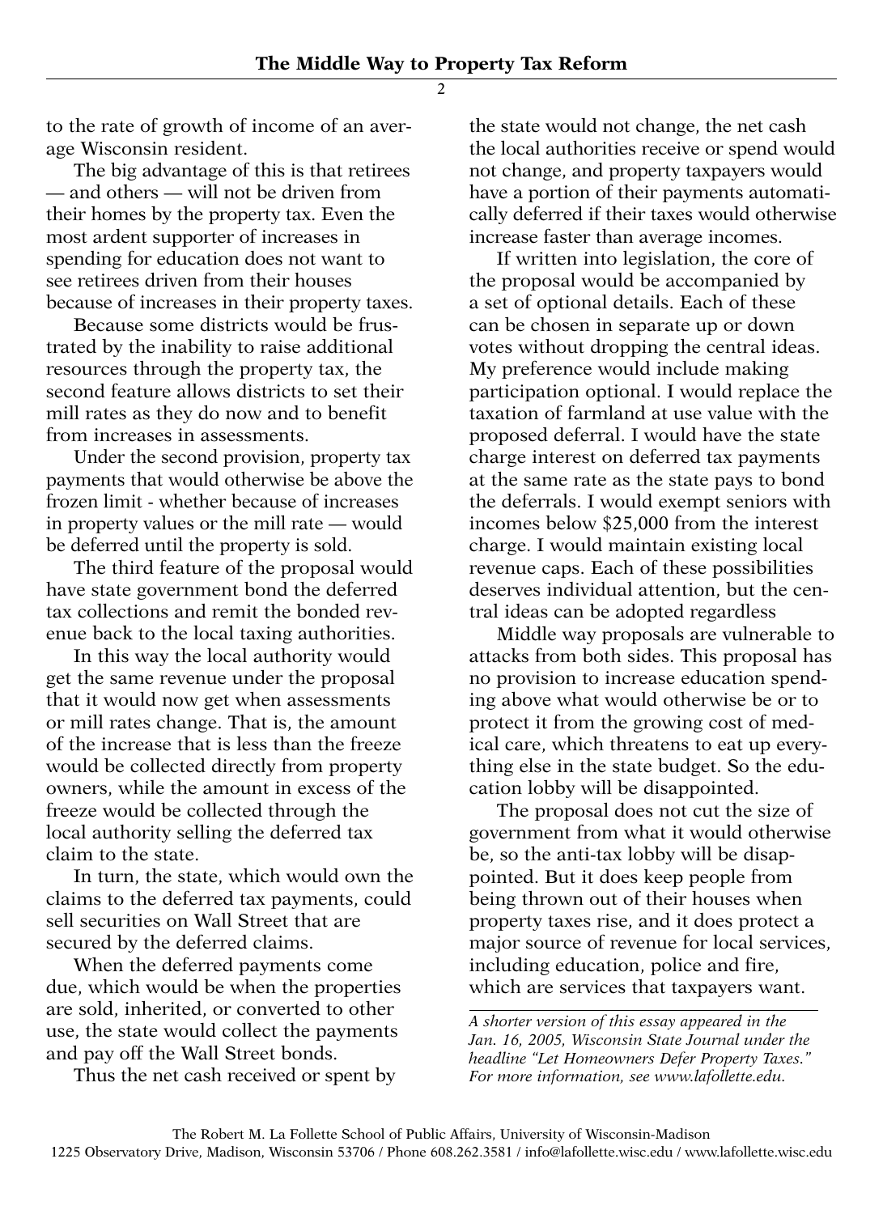to the rate of growth of income of an average Wisconsin resident.

The big advantage of this is that retirees — and others — will not be driven from their homes by the property tax. Even the most ardent supporter of increases in spending for education does not want to see retirees driven from their houses because of increases in their property taxes.

Because some districts would be frustrated by the inability to raise additional resources through the property tax, the second feature allows districts to set their mill rates as they do now and to benefit from increases in assessments.

Under the second provision, property tax payments that would otherwise be above the frozen limit - whether because of increases in property values or the mill rate — would be deferred until the property is sold.

The third feature of the proposal would have state government bond the deferred tax collections and remit the bonded revenue back to the local taxing authorities.

In this way the local authority would get the same revenue under the proposal that it would now get when assessments or mill rates change. That is, the amount of the increase that is less than the freeze would be collected directly from property owners, while the amount in excess of the freeze would be collected through the local authority selling the deferred tax claim to the state.

In turn, the state, which would own the claims to the deferred tax payments, could sell securities on Wall Street that are secured by the deferred claims.

When the deferred payments come due, which would be when the properties are sold, inherited, or converted to other use, the state would collect the payments and pay off the Wall Street bonds.

Thus the net cash received or spent by the state would not change, the net cash the local authorities receive or spend would not change, and property taxpayers would have a portion of their payments automatically deferred if their taxes would otherwise increase faster than average incomes.

If written into legislation, the core of the proposal would be accompanied by a set of optional details. Each of these can be chosen in separate up or down votes without dropping the central ideas. My preference would include making participation optional. I would replace the taxation of farmland at use value with the proposed deferral. I would have the state charge interest on deferred tax payments at the same rate as the state pays to bond the deferrals. I would exempt seniors with incomes below $25,000 from the interest charge. I would maintain existing local revenue caps. Each of these possibilities deserves individual attention, but the central ideas can be adopted regardless

Middle way proposals are vulnerable to attacks from both sides. This proposal has no provision to increase education spending above what would otherwise be or to protect it from the growing cost of medical care, which threatens to eat up everything else in the state budget. So the education lobby will be disappointed.

The proposal does not cut the size of government from what it would otherwise be, so the anti-tax lobby will be disappointed. But it does keep people from being thrown out of their houses when property taxes rise, and it does protect a major source of revenue for local services, including education, police and fire, which are services that taxpayers want.

---

*A shorter version of this essay appeared in the Jan. 16, 2005, Wisconsin State Journal under the headline "Let Homeowners Defer Property Taxes." For more information, see www.lafollette.edu.*

The Robert M. La Follette School of Public Affairs, University of Wisconsin-Madison
1225 Observatory Drive, Madison, Wisconsin 53706 / Phone 608.262.3581 / info@lafollette.wisc.edu / www.lafollette.wisc.edu